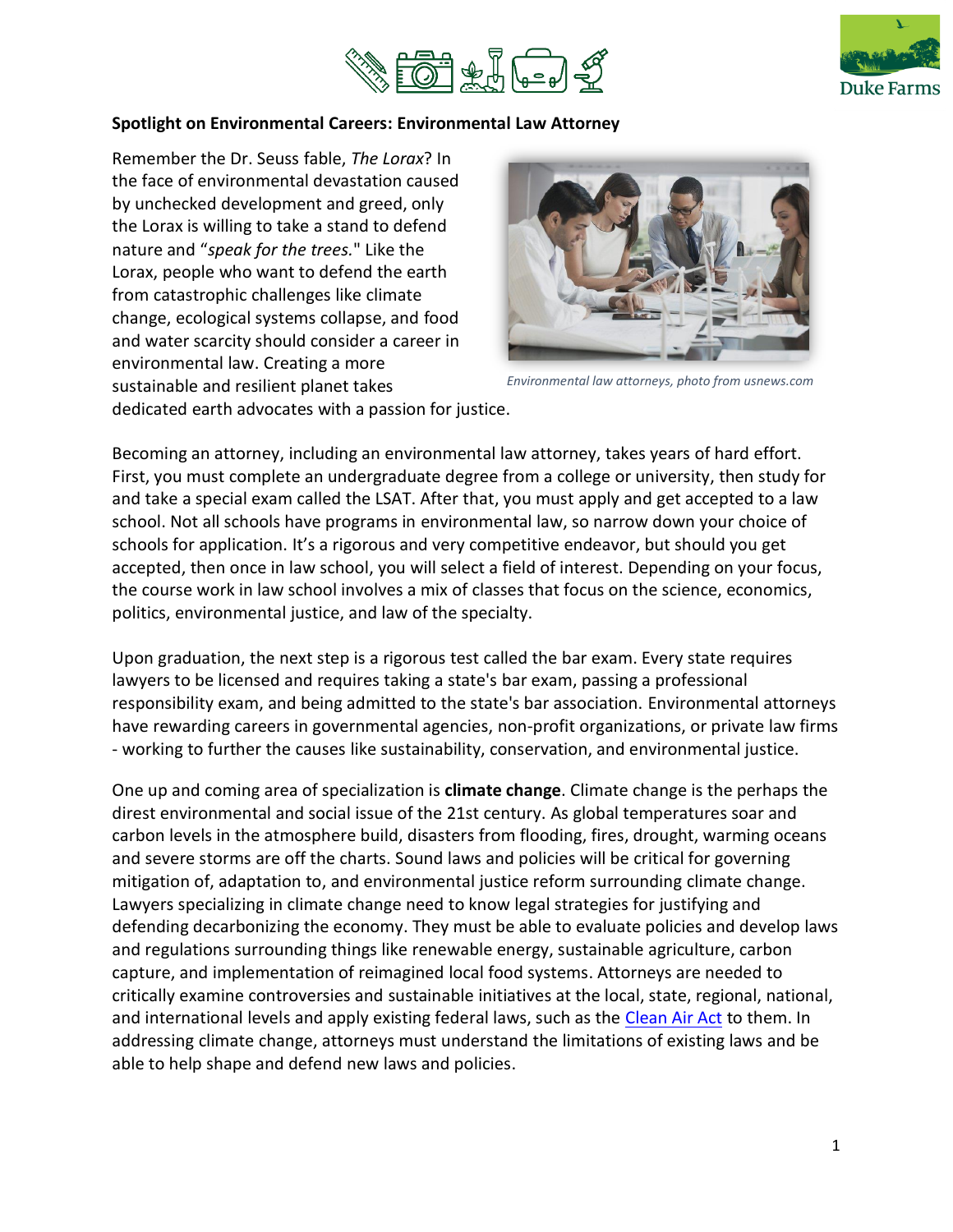**Spotlight on Environmental Careers: Environmental Law Attorney**

Remember the Dr. Seuss fable, *The Lorax*? In the face of environmental devastation caused by unchecked development and greed, only the Lorax is willing to take a stand to defend nature and "*speak for the trees*." Like the Lorax, people who want to defend the earth from catastrophic challenges like climate change, ecological systems collapse, and food and water scarcity should consider a career in environmental law. Creating a more sustainable and resilient planet takes dedicated earth advocates with a passion for justice.

*Environmental law attorneys, photo from usnews.com*

Becoming an attorney, including an environmental law attorney, takes years of hard effort. First, you must complete an undergraduate degree from a college or university, then study for and take a special exam called the LSAT. After that, you must apply and get accepted to a law school. Not all schools have programs in environmental law, so narrow down your choice of schools for application. It's a rigorous and very competitive endeavor, but should you get accepted, then once in law school, you will select a field of interest. Depending on your focus, the course work in law school involves a mix of classes that focus on the science, economics, politics, environmental justice, and law of the specialty.

Upon graduation, the next step is a rigorous test called the bar exam. Every state requires lawyers to be licensed and requires taking a state's bar exam, passing a professional responsibility exam, and being admitted to the state's bar association. Environmental attorneys have rewarding careers in governmental agencies, non-profit organizations, or private law firms - working to further the causes like sustainability, conservation, and environmental justice.

One up and coming area of specialization is **climate change**. Climate change is the perhaps the direst environmental and social issue of the 21st century. As global temperatures soar and carbon levels in the atmosphere build, disasters from flooding, fires, drought, warming oceans and severe storms are off the charts. Sound laws and policies will be critical for governing mitigation of, adaptation to, and environmental justice reform surrounding climate change. Lawyers specializing in climate change need to know legal strategies for justifying and defending decarbonizing the economy. They must be able to evaluate policies and develop laws and regulations surrounding things like renewable energy, sustainable agriculture, carbon capture, and implementation of reimagined local food systems. Attorneys are needed to critically examine controversies and sustainable initiatives at the local, state, regional, national, and international levels and apply existing federal laws, such as the Clean Air Act to them. In addressing climate change, attorneys must understand the limitations of existing laws and be able to help shape and defend new laws and policies.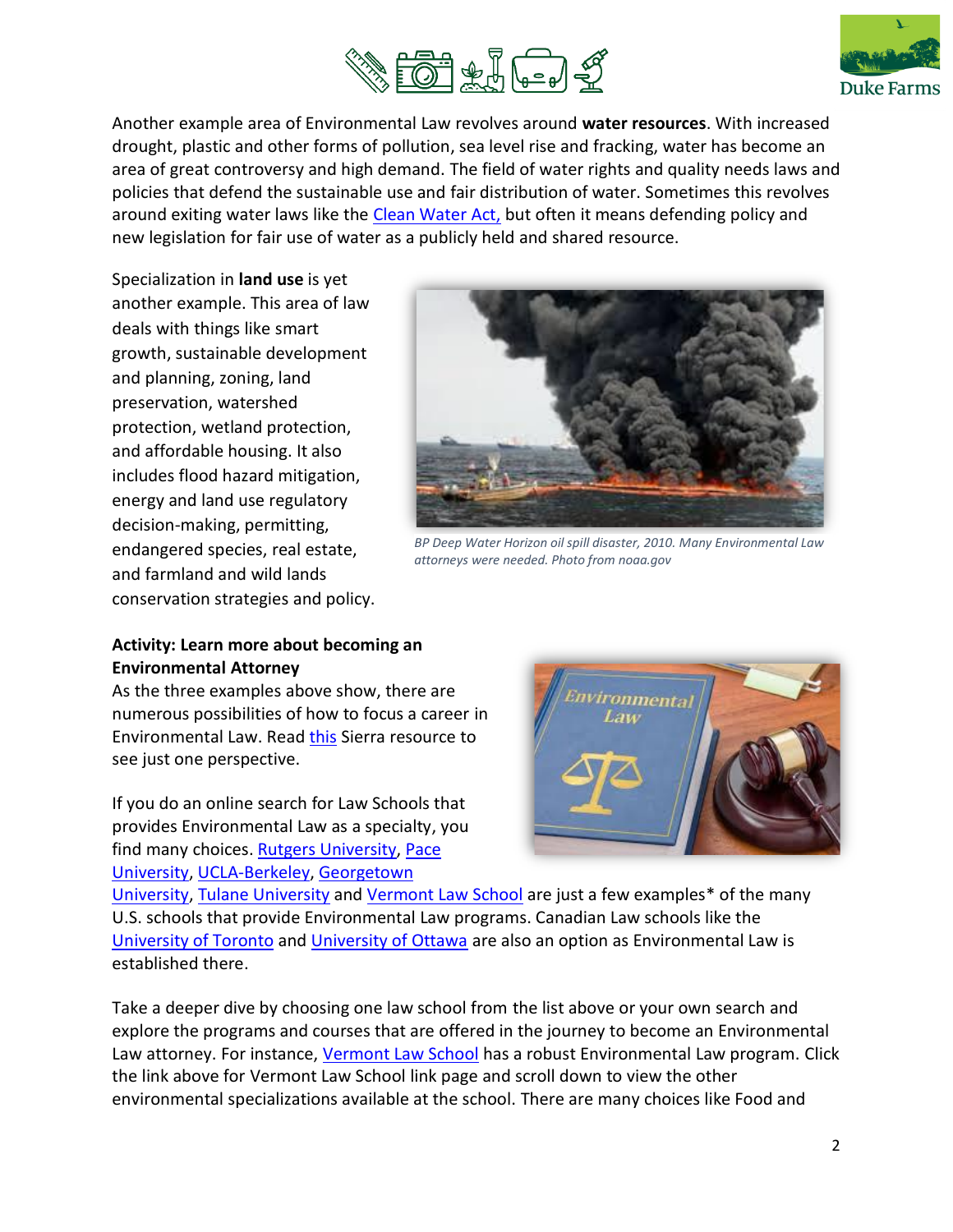Another example area of Environmental Law revolves around **water resources**. With increased drought, plastic and other forms of pollution, sea level rise and fracking, water has become an area of great controversy and high demand. The field of water rights and quality needs laws and policies that defend the sustainable use and fair distribution of water. Sometimes this revolves around exiting water laws like the Clean Water Act, but often it means defending policy and new legislation for fair use of water as a publicly held and shared resource.

Specialization in **land use** is yet another example. This area of law deals with things like smart growth, sustainable development and planning, zoning, land preservation, watershed protection, wetland protection, and affordable housing. It also includes flood hazard mitigation, energy and land use regulatory decision-making, permitting, endangered species, real estate, and farmland and wild lands conservation strategies and policy.

*BP Deep Water Horizon oil spill disaster, 2010. Many Environmental Law attorneys were needed. Photo from noaa.gov*

**Activity: Learn more about becoming an Environmental Attorney**

As the three examples above show, there are numerous possibilities of how to focus a career in Environmental Law. Read this Sierra resource to see just one perspective.

If you do an online search for Law Schools that provides Environmental Law as a specialty, you find many choices. Rutgers University, Pace University, UCLA-Berkeley, Georgetown University, Tulane University and Vermont Law School are just a few examples* of the many U.S. schools that provide Environmental Law programs. Canadian Law schools like the University of Toronto and University of Ottawa are also an option as Environmental Law is established there.

Take a deeper dive by choosing one law school from the list above or your own search and explore the programs and courses that are offered in the journey to become an Environmental Law attorney. For instance, Vermont Law School has a robust Environmental Law program. Click the link above for Vermont Law School link page and scroll down to view the other environmental specializations available at the school. There are many choices like Food and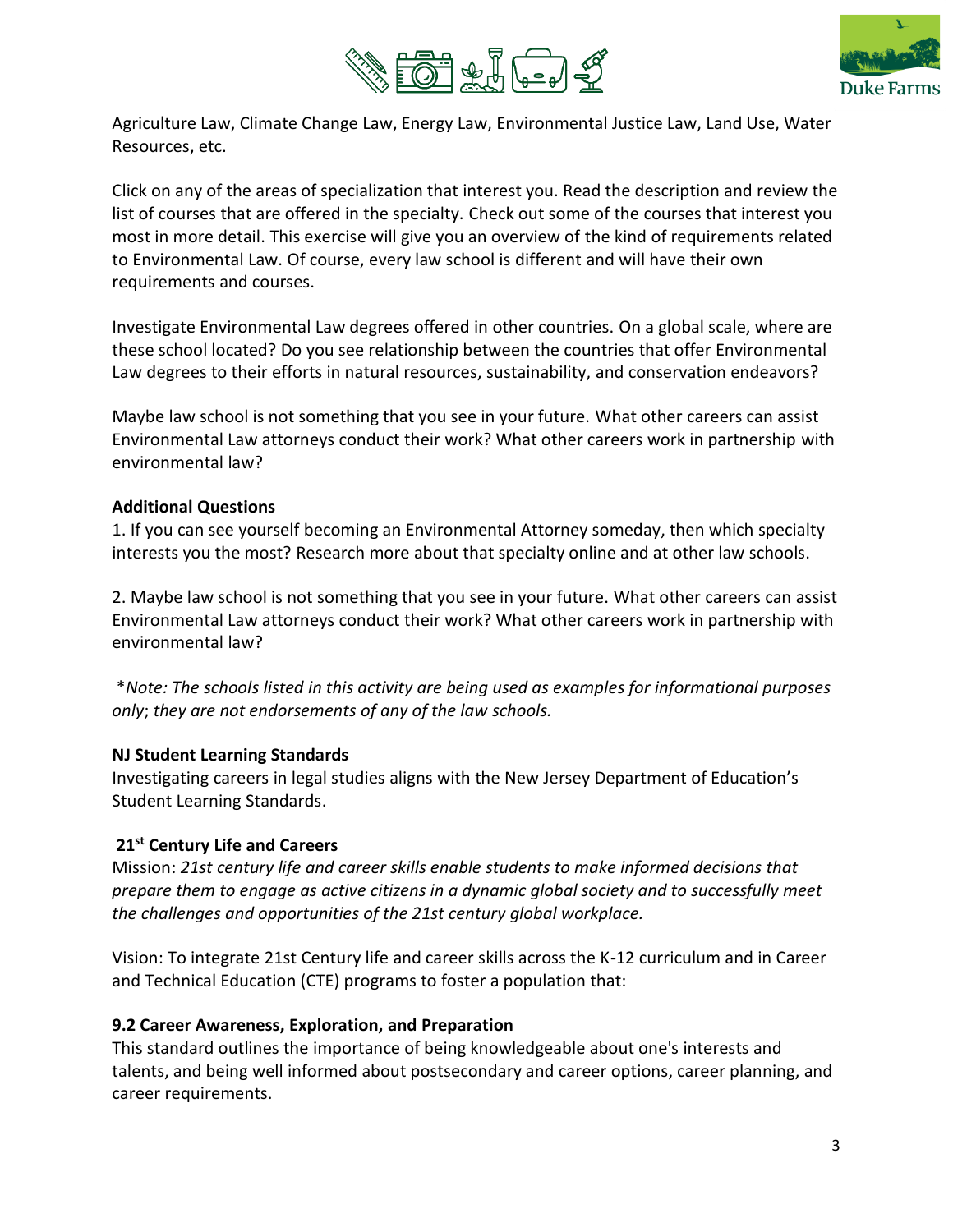Agriculture Law, Climate Change Law, Energy Law, Environmental Justice Law, Land Use, Water Resources, etc.

Click on any of the areas of specialization that interest you. Read the description and review the list of courses that are offered in the specialty. Check out some of the courses that interest you most in more detail. This exercise will give you an overview of the kind of requirements related to Environmental Law. Of course, every law school is different and will have their own requirements and courses.

Investigate Environmental Law degrees offered in other countries. On a global scale, where are these school located? Do you see relationship between the countries that offer Environmental Law degrees to their efforts in natural resources, sustainability, and conservation endeavors?

Maybe law school is not something that you see in your future. What other careers can assist Environmental Law attorneys conduct their work? What other careers work in partnership with environmental law?

**Additional Questions**

1. If you can see yourself becoming an Environmental Attorney someday, then which specialty interests you the most? Research more about that specialty online and at other law schools.

2. Maybe law school is not something that you see in your future. What other careers can assist Environmental Law attorneys conduct their work? What other careers work in partnership with environmental law?

*\*Note: The schools listed in this activity are being used as examples for informational purposes only; they are not endorsements of any of the law schools.*

**NJ Student Learning Standards**

Investigating careers in legal studies aligns with the New Jersey Department of Education's Student Learning Standards.

**21st Century Life and Careers**

Mission: *21st century life and career skills enable students to make informed decisions that prepare them to engage as active citizens in a dynamic global society and to successfully meet the challenges and opportunities of the 21st century global workplace.*

Vision: To integrate 21st Century life and career skills across the K-12 curriculum and in Career and Technical Education (CTE) programs to foster a population that:

**9.2 Career Awareness, Exploration, and Preparation**

This standard outlines the importance of being knowledgeable about one's interests and talents, and being well informed about postsecondary and career options, career planning, and career requirements.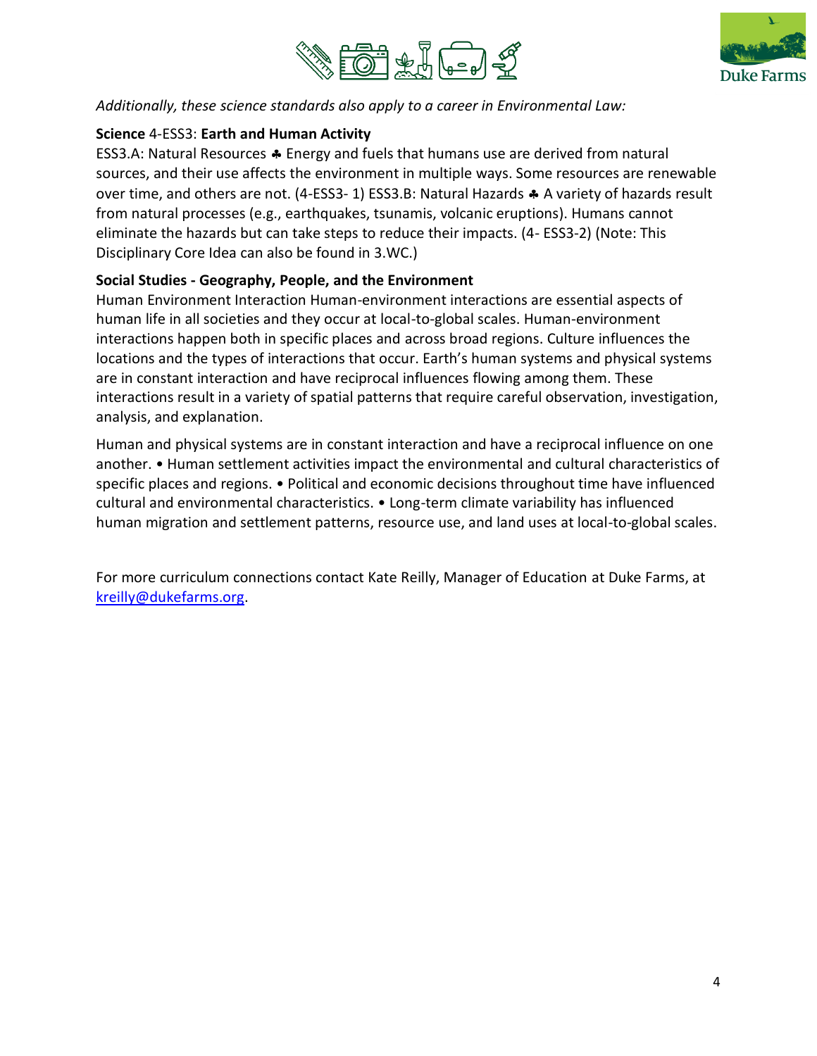*Additionally, these science standards also apply to a career in Environmental Law:*

**Science** 4-ESS3: **Earth and Human Activity**

ESS3.A: Natural Resources ♣ Energy and fuels that humans use are derived from natural sources, and their use affects the environment in multiple ways. Some resources are renewable over time, and others are not. (4-ESS3- 1) ESS3.B: Natural Hazards ♣ A variety of hazards result from natural processes (e.g., earthquakes, tsunamis, volcanic eruptions). Humans cannot eliminate the hazards but can take steps to reduce their impacts. (4- ESS3-2) (Note: This Disciplinary Core Idea can also be found in 3.WC.)

**Social Studies - Geography, People, and the Environment**

Human Environment Interaction Human-environment interactions are essential aspects of human life in all societies and they occur at local-to-global scales. Human-environment interactions happen both in specific places and across broad regions. Culture influences the locations and the types of interactions that occur. Earth's human systems and physical systems are in constant interaction and have reciprocal influences flowing among them. These interactions result in a variety of spatial patterns that require careful observation, investigation, analysis, and explanation.

Human and physical systems are in constant interaction and have a reciprocal influence on one another. • Human settlement activities impact the environmental and cultural characteristics of specific places and regions. • Political and economic decisions throughout time have influenced cultural and environmental characteristics. • Long-term climate variability has influenced human migration and settlement patterns, resource use, and land uses at local-to-global scales.

For more curriculum connections contact Kate Reilly, Manager of Education at Duke Farms, at [kreilly@dukefarms.org](mailto:kreilly@dukefarms.org).